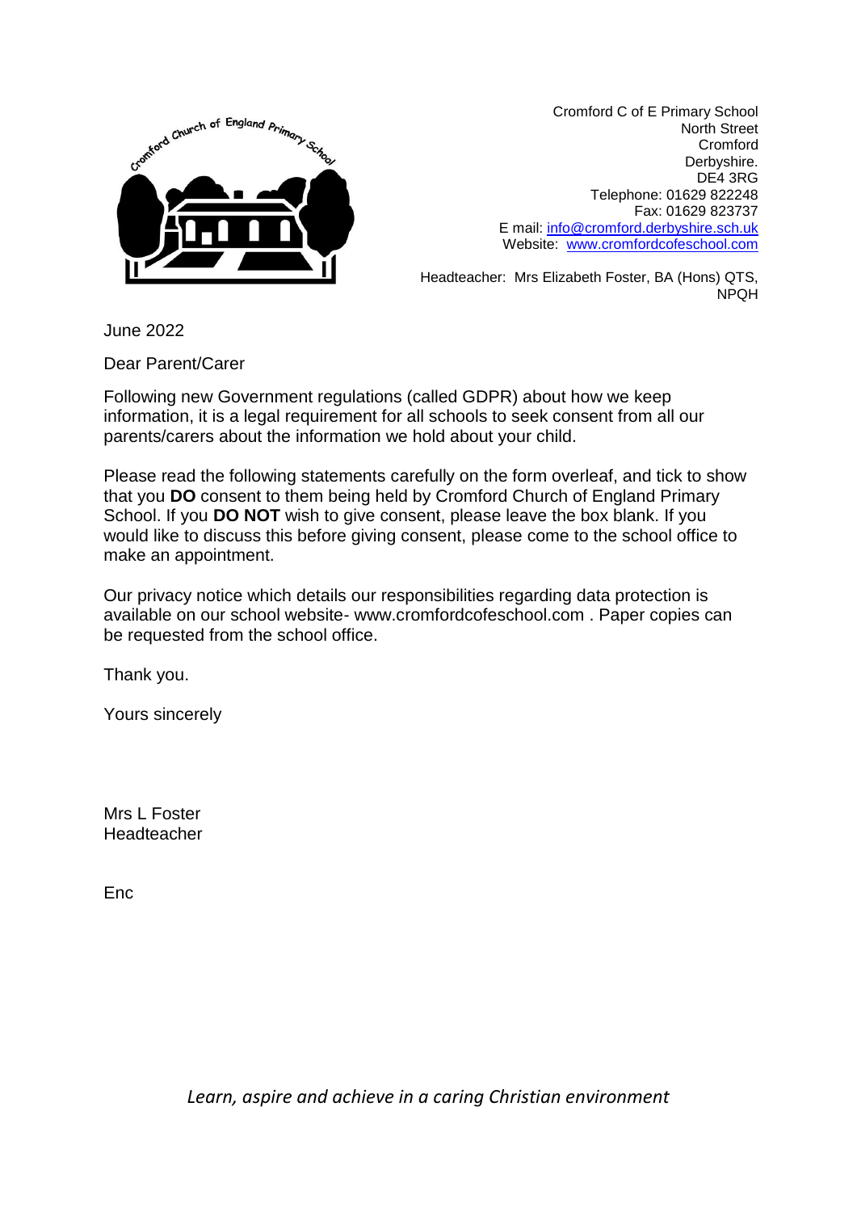Cromford C of E Primary School
North Street
Cromford
Derbyshire.
DE4 3RG
Telephone: 01629 822248
Fax: 01629 823737
E mail: info@cromford.derbyshire.sch.uk
Website: www.cromfordcofeschool.com

Headteacher: Mrs Elizabeth Foster, BA (Hons) QTS, NPQH

June 2022

Dear Parent/Carer

Following new Government regulations (called GDPR) about how we keep information, it is a legal requirement for all schools to seek consent from all our parents/carers about the information we hold about your child.

Please read the following statements carefully on the form overleaf, and tick to show that you **DO** consent to them being held by Cromford Church of England Primary School. If you **DO NOT** wish to give consent, please leave the box blank. If you would like to discuss this before giving consent, please come to the school office to make an appointment.

Our privacy notice which details our responsibilities regarding data protection is available on our school website- www.cromfordcofeschool.com . Paper copies can be requested from the school office.

Thank you.

Yours sincerely

Mrs L Foster
Headteacher

Enc

*Learn, aspire and achieve in a caring Christian environment*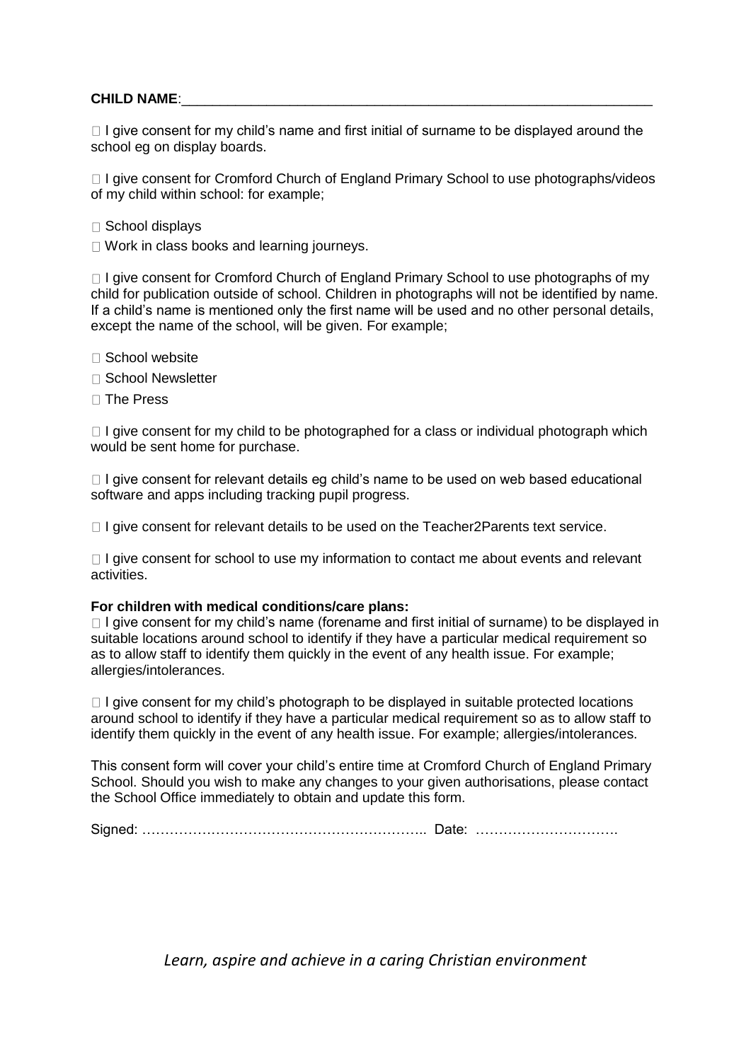**CHILD NAME**:_______________________________________________________________

☐ I give consent for my child's name and first initial of surname to be displayed around the school eg on display boards.

☐ I give consent for Cromford Church of England Primary School to use photographs/videos of my child within school: for example;

☐ School displays

☐ Work in class books and learning journeys.

☐ I give consent for Cromford Church of England Primary School to use photographs of my child for publication outside of school. Children in photographs will not be identified by name. If a child's name is mentioned only the first name will be used and no other personal details, except the name of the school, will be given. For example;

☐ School website

☐ School Newsletter

☐ The Press

☐ I give consent for my child to be photographed for a class or individual photograph which would be sent home for purchase.

☐ I give consent for relevant details eg child's name to be used on web based educational software and apps including tracking pupil progress.

☐ I give consent for relevant details to be used on the Teacher2Parents text service.

☐ I give consent for school to use my information to contact me about events and relevant activities.

**For children with medical conditions/care plans:**

☐ I give consent for my child's name (forename and first initial of surname) to be displayed in suitable locations around school to identify if they have a particular medical requirement so as to allow staff to identify them quickly in the event of any health issue. For example; allergies/intolerances.

☐ I give consent for my child's photograph to be displayed in suitable protected locations around school to identify if they have a particular medical requirement so as to allow staff to identify them quickly in the event of any health issue. For example; allergies/intolerances.

This consent form will cover your child's entire time at Cromford Church of England Primary School. Should you wish to make any changes to your given authorisations, please contact the School Office immediately to obtain and update this form.

Signed: ………………………………………………….. Date: ………………………….

*Learn, aspire and achieve in a caring Christian environment*